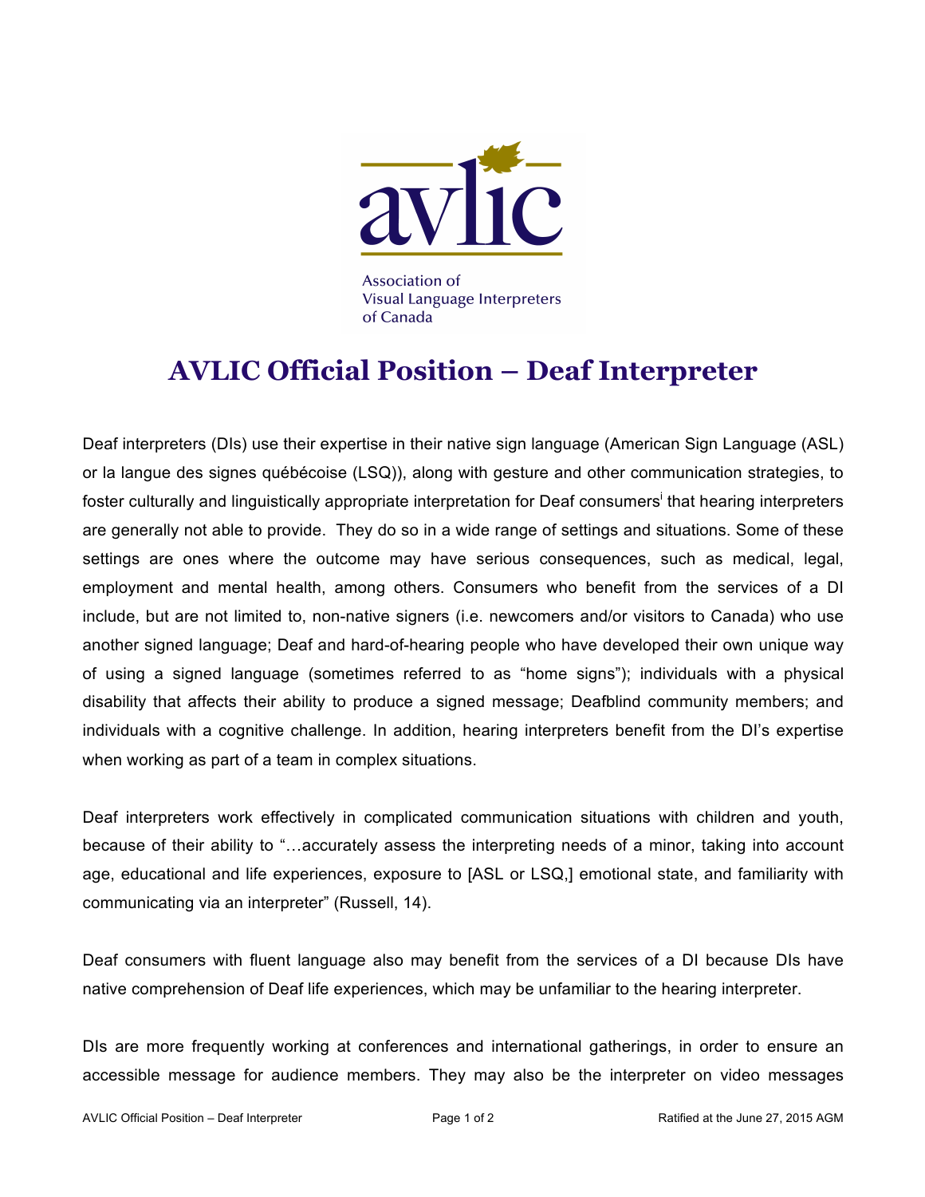avlic

Association of Visual Language Interpreters of Canada

# AVLIC Official Position – Deaf Interpreter

Deaf interpreters (DIs) use their expertise in their native sign language (American Sign Language (ASL) or la langue des signes québécoise (LSQ)), along with gesture and other communication strategies, to foster culturally and linguistically appropriate interpretation for Deaf consumers[i] that hearing interpreters are generally not able to provide. They do so in a wide range of settings and situations. Some of these settings are ones where the outcome may have serious consequences, such as medical, legal, employment and mental health, among others. Consumers who benefit from the services of a DI include, but are not limited to, non-native signers (i.e. newcomers and/or visitors to Canada) who use another signed language; Deaf and hard-of-hearing people who have developed their own unique way of using a signed language (sometimes referred to as "home signs"); individuals with a physical disability that affects their ability to produce a signed message; Deafblind community members; and individuals with a cognitive challenge. In addition, hearing interpreters benefit from the DI's expertise when working as part of a team in complex situations.

Deaf interpreters work effectively in complicated communication situations with children and youth, because of their ability to "…accurately assess the interpreting needs of a minor, taking into account age, educational and life experiences, exposure to [ASL or LSQ,] emotional state, and familiarity with communicating via an interpreter" (Russell, 14).

Deaf consumers with fluent language also may benefit from the services of a DI because DIs have native comprehension of Deaf life experiences, which may be unfamiliar to the hearing interpreter.

DIs are more frequently working at conferences and international gatherings, in order to ensure an accessible message for audience members. They may also be the interpreter on video messages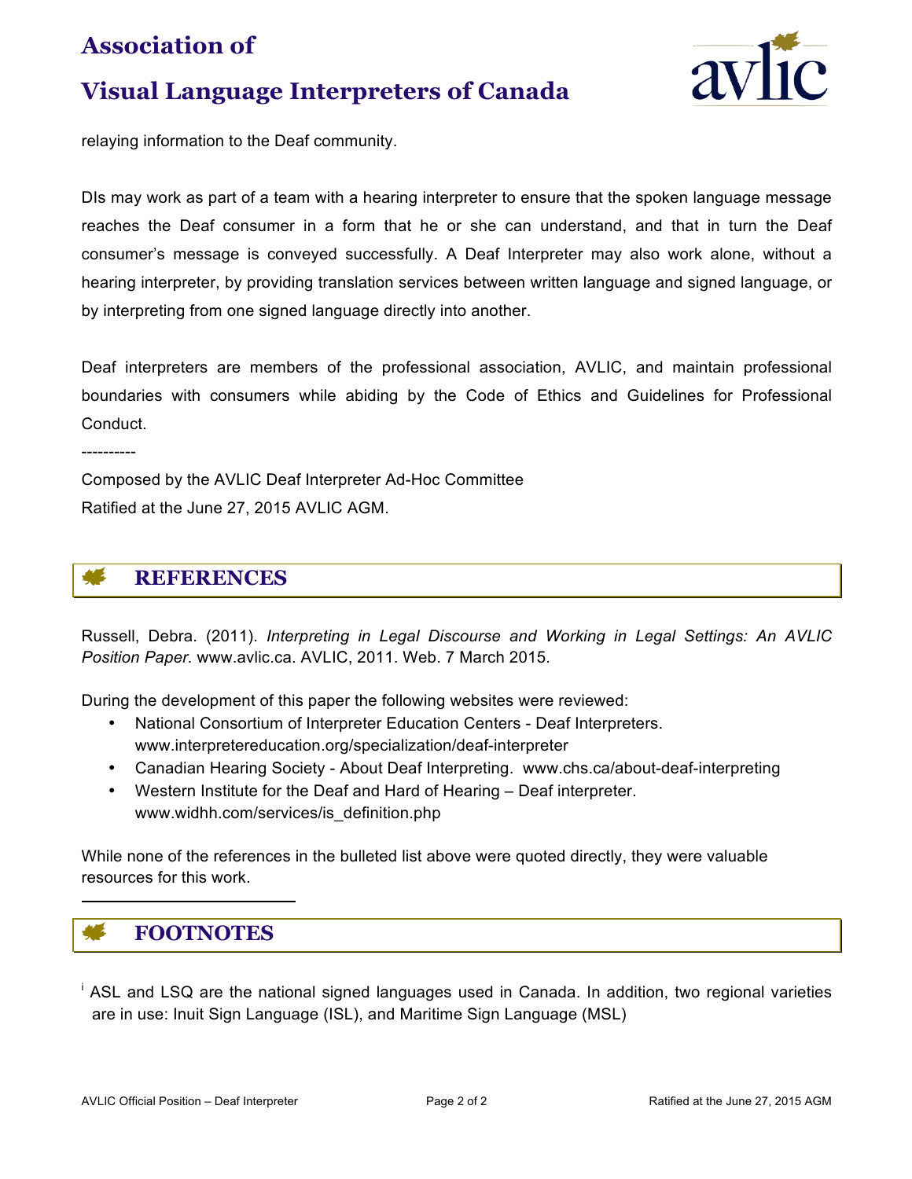relaying information to the Deaf community.

DIs may work as part of a team with a hearing interpreter to ensure that the spoken language message reaches the Deaf consumer in a form that he or she can understand, and that in turn the Deaf consumer's message is conveyed successfully. A Deaf Interpreter may also work alone, without a hearing interpreter, by providing translation services between written language and signed language, or by interpreting from one signed language directly into another.

Deaf interpreters are members of the professional association, AVLIC, and maintain professional boundaries with consumers while abiding by the Code of Ethics and Guidelines for Professional Conduct.

----------

Composed by the AVLIC Deaf Interpreter Ad-Hoc Committee
Ratified at the June 27, 2015 AVLIC AGM.

## REFERENCES

Russell, Debra. (2011). *Interpreting in Legal Discourse and Working in Legal Settings: An AVLIC Position Paper.* www.avlic.ca. AVLIC, 2011. Web. 7 March 2015.

During the development of this paper the following websites were reviewed:

- National Consortium of Interpreter Education Centers - Deaf Interpreters. www.interpretereducation.org/specialization/deaf-interpreter
- Canadian Hearing Society - About Deaf Interpreting. www.chs.ca/about-deaf-interpreting
- Western Institute for the Deaf and Hard of Hearing – Deaf interpreter. www.widhh.com/services/is_definition.php

While none of the references in the bulleted list above were quoted directly, they were valuable resources for this work.

## FOOTNOTES

[i] ASL and LSQ are the national signed languages used in Canada. In addition, two regional varieties are in use: Inuit Sign Language (ISL), and Maritime Sign Language (MSL)